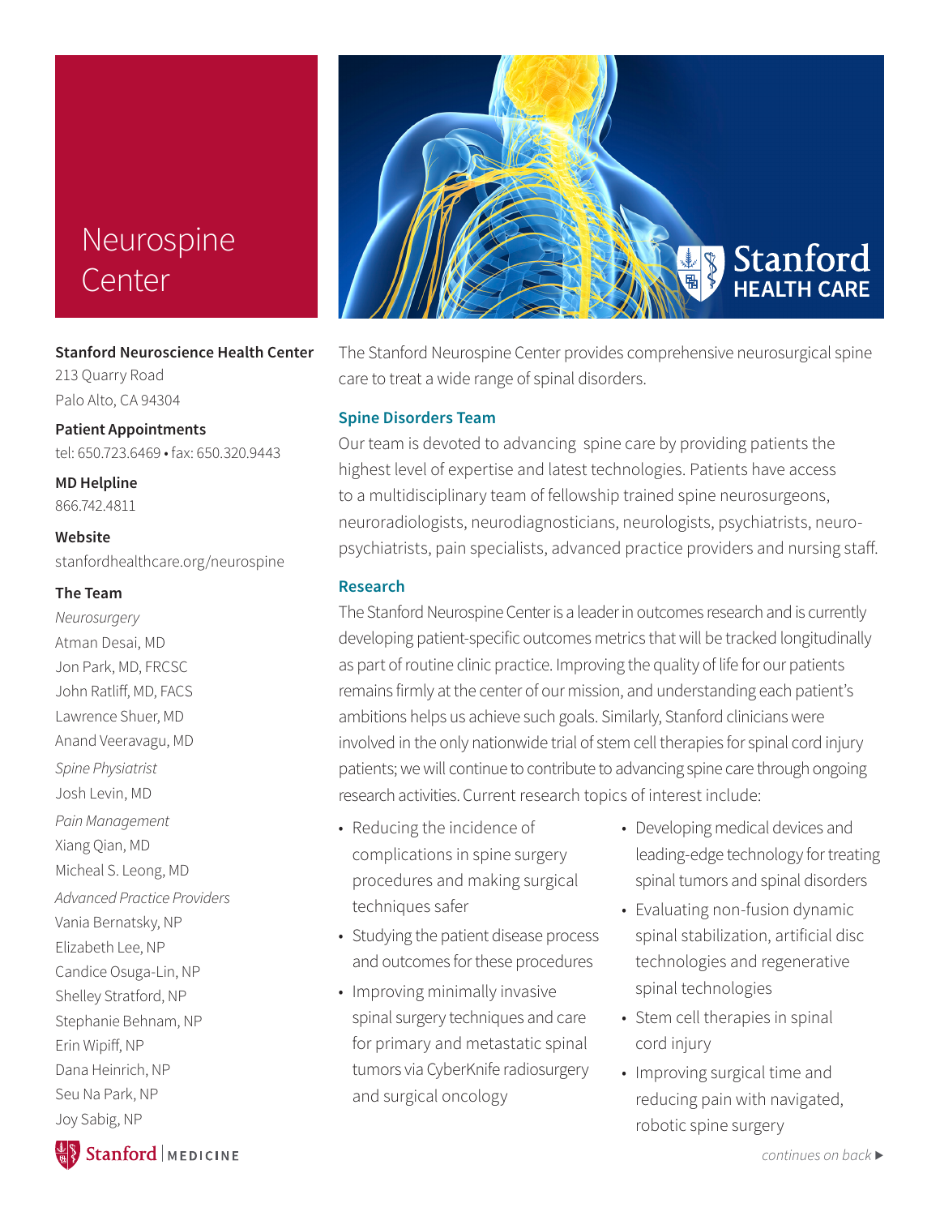# Neurospine Center

Stanford HEALTH CARE

**Stanford Neuroscience Health Center**
213 Quarry Road
Palo Alto, CA 94304

**Patient Appointments**
tel: 650.723.6469 • fax: 650.320.9443

**MD Helpline**
866.742.4811

**Website**
stanfordhealthcare.org/neurospine

**The Team**

*Neurosurgery*
Atman Desai, MD
Jon Park, MD, FRCSC
John Ratliff, MD, FACS
Lawrence Shuer, MD
Anand Veeravagu, MD

*Spine Physiatrist*
Josh Levin, MD

*Pain Management*
Xiang Qian, MD
Micheal S. Leong, MD

*Advanced Practice Providers*
Vania Bernatsky, NP
Elizabeth Lee, NP
Candice Osuga-Lin, NP
Shelley Stratford, NP
Stephanie Behnam, NP
Erin Wipiff, NP
Dana Heinrich, NP
Seu Na Park, NP
Joy Sabig, NP

Stanford | MEDICINE

The Stanford Neurospine Center provides comprehensive neurosurgical spine care to treat a wide range of spinal disorders.

## Spine Disorders Team

Our team is devoted to advancing spine care by providing patients the highest level of expertise and latest technologies. Patients have access to a multidisciplinary team of fellowship trained spine neurosurgeons, neuroradiologists, neurodiagnosticians, neurologists, psychiatrists, neuro-psychiatrists, pain specialists, advanced practice providers and nursing staff.

## Research

The Stanford Neurospine Center is a leader in outcomes research and is currently developing patient-specific outcomes metrics that will be tracked longitudinally as part of routine clinic practice. Improving the quality of life for our patients remains firmly at the center of our mission, and understanding each patient's ambitions helps us achieve such goals. Similarly, Stanford clinicians were involved in the only nationwide trial of stem cell therapies for spinal cord injury patients; we will continue to contribute to advancing spine care through ongoing research activities. Current research topics of interest include:

- Reducing the incidence of complications in spine surgery procedures and making surgical techniques safer
- Studying the patient disease process and outcomes for these procedures
- Improving minimally invasive spinal surgery techniques and care for primary and metastatic spinal tumors via CyberKnife radiosurgery and surgical oncology
- Developing medical devices and leading-edge technology for treating spinal tumors and spinal disorders
- Evaluating non-fusion dynamic spinal stabilization, artificial disc technologies and regenerative spinal technologies
- Stem cell therapies in spinal cord injury
- Improving surgical time and reducing pain with navigated, robotic spine surgery

*continues on back* ▶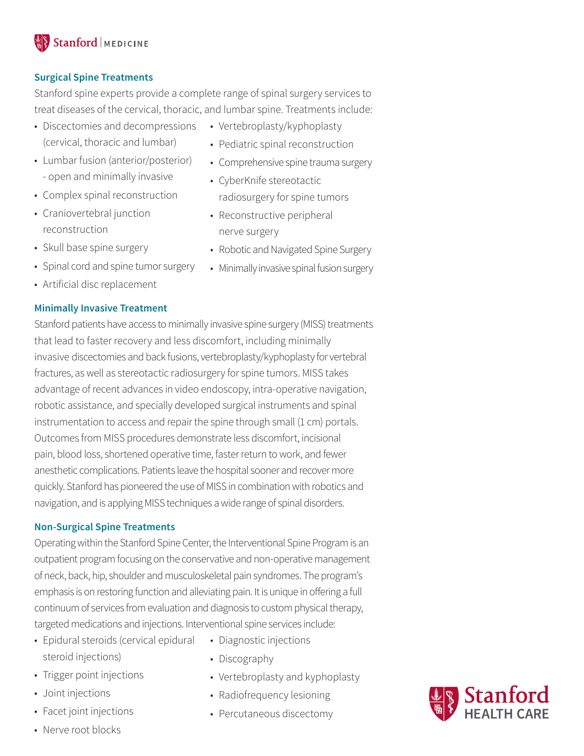## Surgical Spine Treatments

Stanford spine experts provide a complete range of spinal surgery services to treat diseases of the cervical, thoracic, and lumbar spine. Treatments include:

- Discectomies and decompressions (cervical, thoracic and lumbar)
- Lumbar fusion (anterior/posterior) - open and minimally invasive
- Complex spinal reconstruction
- Craniovertebral junction reconstruction
- Skull base spine surgery
- Spinal cord and spine tumor surgery
- Artificial disc replacement
- Vertebroplasty/kyphoplasty
- Pediatric spinal reconstruction
- Comprehensive spine trauma surgery
- CyberKnife stereotactic radiosurgery for spine tumors
- Reconstructive peripheral nerve surgery
- Robotic and Navigated Spine Surgery
- Minimally invasive spinal fusion surgery

## Minimally Invasive Treatment

Stanford patients have access to minimally invasive spine surgery (MISS) treatments that lead to faster recovery and less discomfort, including minimally invasive discectomies and back fusions, vertebroplasty/kyphoplasty for vertebral fractures, as well as stereotactic radiosurgery for spine tumors. MISS takes advantage of recent advances in video endoscopy, intra-operative navigation, robotic assistance, and specially developed surgical instruments and spinal instrumentation to access and repair the spine through small (1 cm) portals. Outcomes from MISS procedures demonstrate less discomfort, incisional pain, blood loss, shortened operative time, faster return to work, and fewer anesthetic complications. Patients leave the hospital sooner and recover more quickly. Stanford has pioneered the use of MISS in combination with robotics and navigation, and is applying MISS techniques a wide range of spinal disorders.

## Non-Surgical Spine Treatments

Operating within the Stanford Spine Center, the Interventional Spine Program is an outpatient program focusing on the conservative and non-operative management of neck, back, hip, shoulder and musculoskeletal pain syndromes. The program's emphasis is on restoring function and alleviating pain. It is unique in offering a full continuum of services from evaluation and diagnosis to custom physical therapy, targeted medications and injections. Interventional spine services include:

- Epidural steroids (cervical epidural steroid injections)
- Trigger point injections
- Joint injections
- Facet joint injections
- Nerve root blocks
- Diagnostic injections
- Discography
- Vertebroplasty and kyphoplasty
- Radiofrequency lesioning
- Percutaneous discectomy